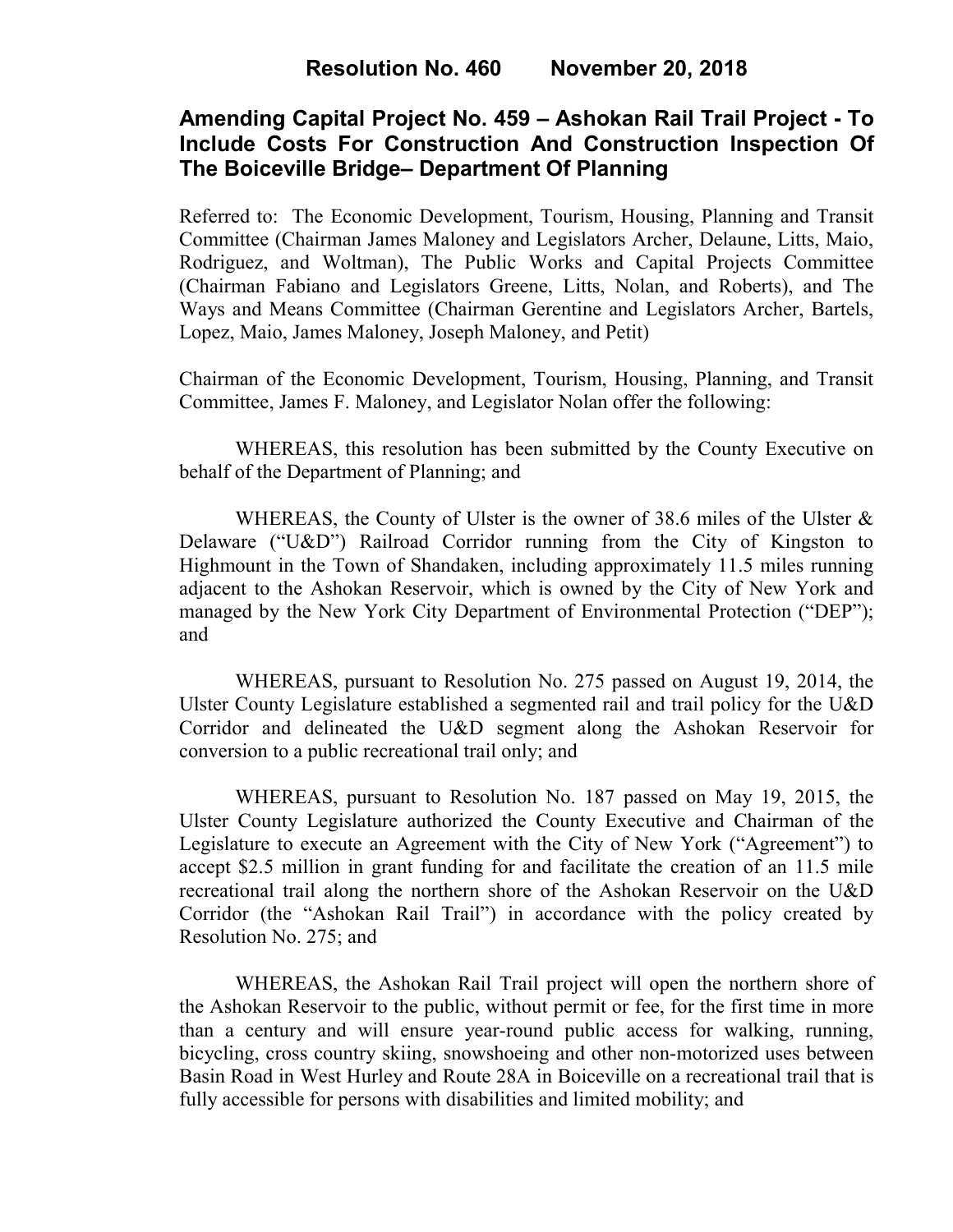# Resolution No. 460 November 20, 2018

## Amending Capital Project No. 459 – Ashokan Rail Trail Project - To Include Costs For Construction And Construction Inspection Of The Boiceville Bridge– Department Of Planning

Referred to: The Economic Development, Tourism, Housing, Planning and Transit Committee (Chairman James Maloney and Legislators Archer, Delaune, Litts, Maio, Rodriguez, and Woltman), The Public Works and Capital Projects Committee (Chairman Fabiano and Legislators Greene, Litts, Nolan, and Roberts), and The Ways and Means Committee (Chairman Gerentine and Legislators Archer, Bartels, Lopez, Maio, James Maloney, Joseph Maloney, and Petit)

Chairman of the Economic Development, Tourism, Housing, Planning, and Transit Committee, James F. Maloney, and Legislator Nolan offer the following:

WHEREAS, this resolution has been submitted by the County Executive on behalf of the Department of Planning; and

WHEREAS, the County of Ulster is the owner of 38.6 miles of the Ulster & Delaware ("U&D") Railroad Corridor running from the City of Kingston to Highmount in the Town of Shandaken, including approximately 11.5 miles running adjacent to the Ashokan Reservoir, which is owned by the City of New York and managed by the New York City Department of Environmental Protection ("DEP"); and

WHEREAS, pursuant to Resolution No. 275 passed on August 19, 2014, the Ulster County Legislature established a segmented rail and trail policy for the U&D Corridor and delineated the U&D segment along the Ashokan Reservoir for conversion to a public recreational trail only; and

WHEREAS, pursuant to Resolution No. 187 passed on May 19, 2015, the Ulster County Legislature authorized the County Executive and Chairman of the Legislature to execute an Agreement with the City of New York ("Agreement") to accept $2.5 million in grant funding for and facilitate the creation of an 11.5 mile recreational trail along the northern shore of the Ashokan Reservoir on the U&D Corridor (the "Ashokan Rail Trail") in accordance with the policy created by Resolution No. 275; and

WHEREAS, the Ashokan Rail Trail project will open the northern shore of the Ashokan Reservoir to the public, without permit or fee, for the first time in more than a century and will ensure year-round public access for walking, running, bicycling, cross country skiing, snowshoeing and other non-motorized uses between Basin Road in West Hurley and Route 28A in Boiceville on a recreational trail that is fully accessible for persons with disabilities and limited mobility; and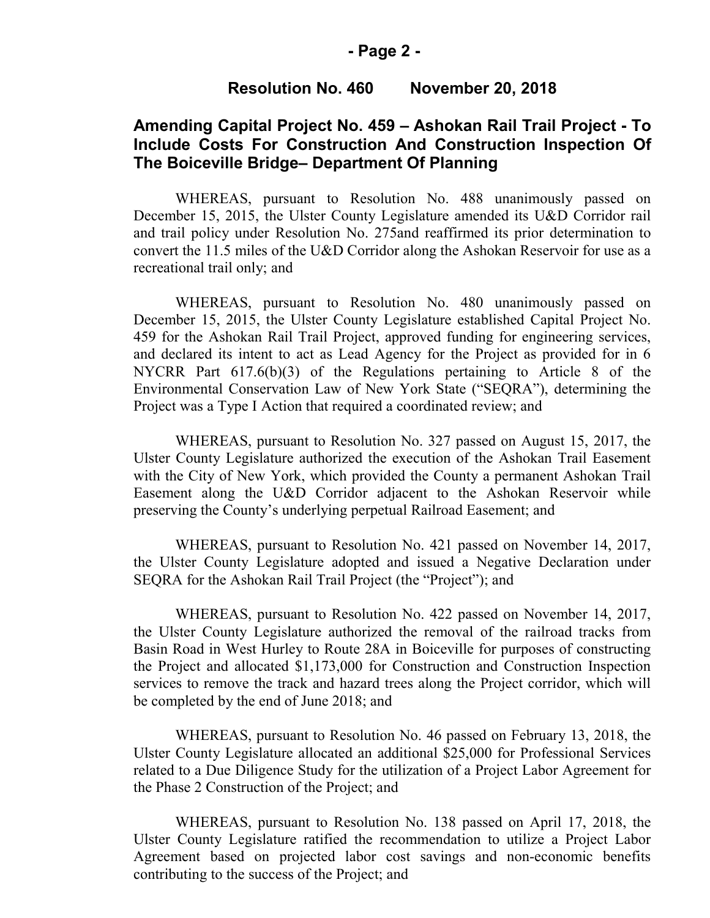**Resolution No. 460 November 20, 2018**

## Amending Capital Project No. 459 – Ashokan Rail Trail Project - To Include Costs For Construction And Construction Inspection Of The Boiceville Bridge– Department Of Planning

WHEREAS, pursuant to Resolution No. 488 unanimously passed on December 15, 2015, the Ulster County Legislature amended its U&D Corridor rail and trail policy under Resolution No. 275and reaffirmed its prior determination to convert the 11.5 miles of the U&D Corridor along the Ashokan Reservoir for use as a recreational trail only; and

WHEREAS, pursuant to Resolution No. 480 unanimously passed on December 15, 2015, the Ulster County Legislature established Capital Project No. 459 for the Ashokan Rail Trail Project, approved funding for engineering services, and declared its intent to act as Lead Agency for the Project as provided for in 6 NYCRR Part 617.6(b)(3) of the Regulations pertaining to Article 8 of the Environmental Conservation Law of New York State ("SEQRA"), determining the Project was a Type I Action that required a coordinated review; and

WHEREAS, pursuant to Resolution No. 327 passed on August 15, 2017, the Ulster County Legislature authorized the execution of the Ashokan Trail Easement with the City of New York, which provided the County a permanent Ashokan Trail Easement along the U&D Corridor adjacent to the Ashokan Reservoir while preserving the County's underlying perpetual Railroad Easement; and

WHEREAS, pursuant to Resolution No. 421 passed on November 14, 2017, the Ulster County Legislature adopted and issued a Negative Declaration under SEQRA for the Ashokan Rail Trail Project (the "Project"); and

WHEREAS, pursuant to Resolution No. 422 passed on November 14, 2017, the Ulster County Legislature authorized the removal of the railroad tracks from Basin Road in West Hurley to Route 28A in Boiceville for purposes of constructing the Project and allocated $1,173,000 for Construction and Construction Inspection services to remove the track and hazard trees along the Project corridor, which will be completed by the end of June 2018; and

WHEREAS, pursuant to Resolution No. 46 passed on February 13, 2018, the Ulster County Legislature allocated an additional $25,000 for Professional Services related to a Due Diligence Study for the utilization of a Project Labor Agreement for the Phase 2 Construction of the Project; and

WHEREAS, pursuant to Resolution No. 138 passed on April 17, 2018, the Ulster County Legislature ratified the recommendation to utilize a Project Labor Agreement based on projected labor cost savings and non-economic benefits contributing to the success of the Project; and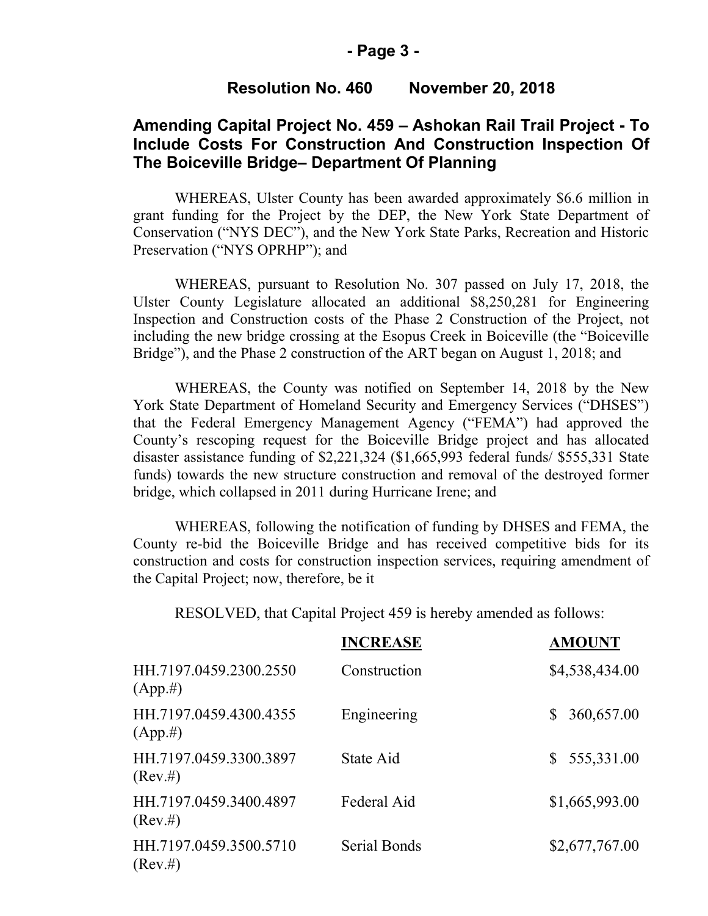**Resolution No. 460 November 20, 2018**

## Amending Capital Project No. 459 – Ashokan Rail Trail Project - To Include Costs For Construction And Construction Inspection Of The Boiceville Bridge– Department Of Planning

WHEREAS, Ulster County has been awarded approximately $6.6 million in grant funding for the Project by the DEP, the New York State Department of Conservation ("NYS DEC"), and the New York State Parks, Recreation and Historic Preservation ("NYS OPRHP"); and

WHEREAS, pursuant to Resolution No. 307 passed on July 17, 2018, the Ulster County Legislature allocated an additional $8,250,281 for Engineering Inspection and Construction costs of the Phase 2 Construction of the Project, not including the new bridge crossing at the Esopus Creek in Boiceville (the "Boiceville Bridge"), and the Phase 2 construction of the ART began on August 1, 2018; and

WHEREAS, the County was notified on September 14, 2018 by the New York State Department of Homeland Security and Emergency Services ("DHSES") that the Federal Emergency Management Agency ("FEMA") had approved the County's rescoping request for the Boiceville Bridge project and has allocated disaster assistance funding of $2,221,324 ($1,665,993 federal funds/ $555,331 State funds) towards the new structure construction and removal of the destroyed former bridge, which collapsed in 2011 during Hurricane Irene; and

WHEREAS, following the notification of funding by DHSES and FEMA, the County re-bid the Boiceville Bridge and has received competitive bids for its construction and costs for construction inspection services, requiring amendment of the Capital Project; now, therefore, be it

RESOLVED, that Capital Project 459 is hereby amended as follows:

| | **INCREASE** | **AMOUNT** |
|---|---|---|
| HH.7197.0459.2300.2550 (App.#) | Construction | $4,538,434.00 |
| HH.7197.0459.4300.4355 (App.#) | Engineering | $ 360,657.00 |
| HH.7197.0459.3300.3897 (Rev.#) | State Aid | $ 555,331.00 |
| HH.7197.0459.3400.4897 (Rev.#) | Federal Aid | $1,665,993.00 |
| HH.7197.0459.3500.5710 (Rev.#) | Serial Bonds | $2,677,767.00 |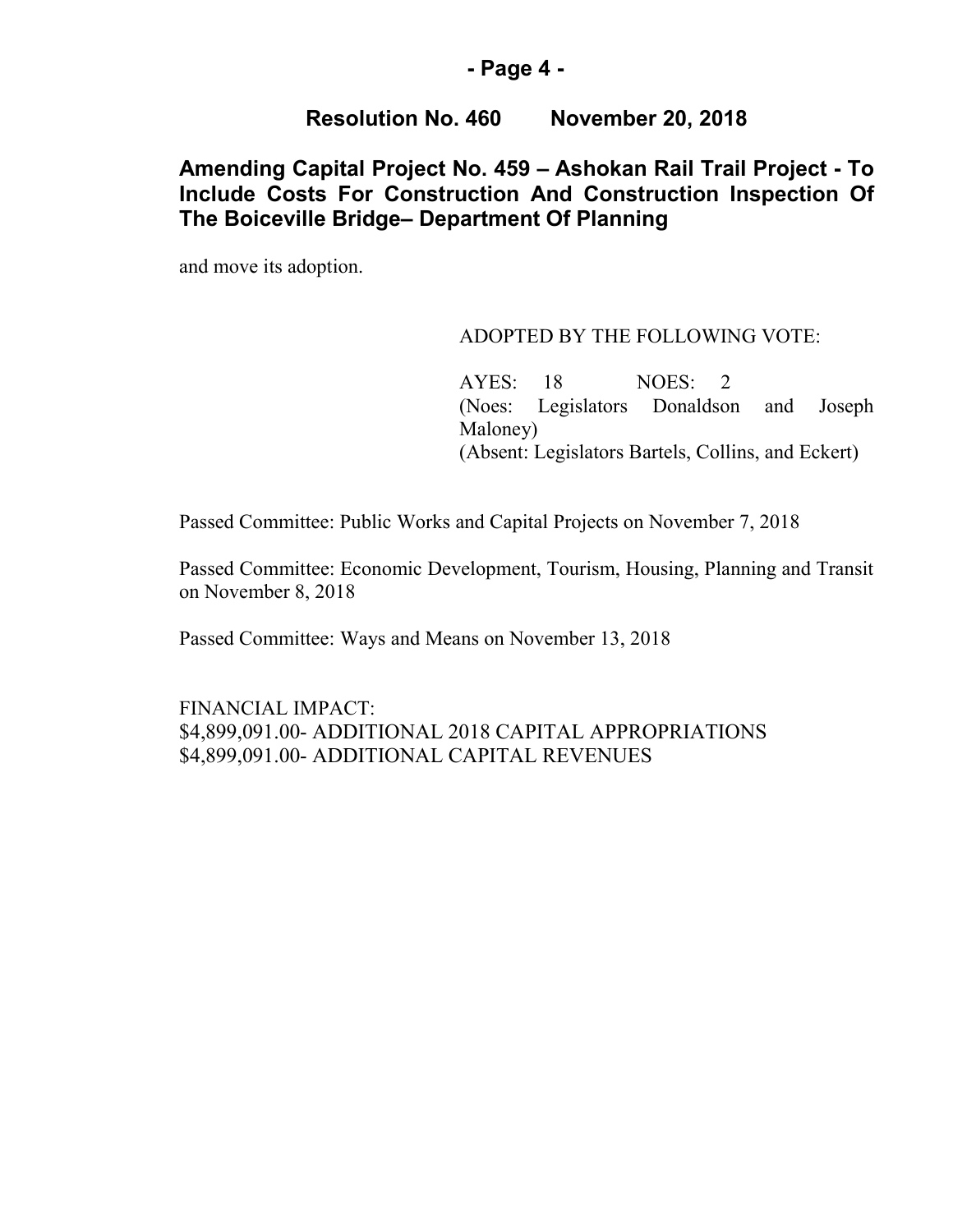## Resolution No. 460 November 20, 2018

## Amending Capital Project No. 459 – Ashokan Rail Trail Project - To Include Costs For Construction And Construction Inspection Of The Boiceville Bridge– Department Of Planning

and move its adoption.

ADOPTED BY THE FOLLOWING VOTE:

AYES: 18 NOES: 2
(Noes: Legislators Donaldson and Joseph Maloney)
(Absent: Legislators Bartels, Collins, and Eckert)

Passed Committee: Public Works and Capital Projects on November 7, 2018

Passed Committee: Economic Development, Tourism, Housing, Planning and Transit on November 8, 2018

Passed Committee: Ways and Means on November 13, 2018

FINANCIAL IMPACT:
$4,899,091.00- ADDITIONAL 2018 CAPITAL APPROPRIATIONS
$4,899,091.00- ADDITIONAL CAPITAL REVENUES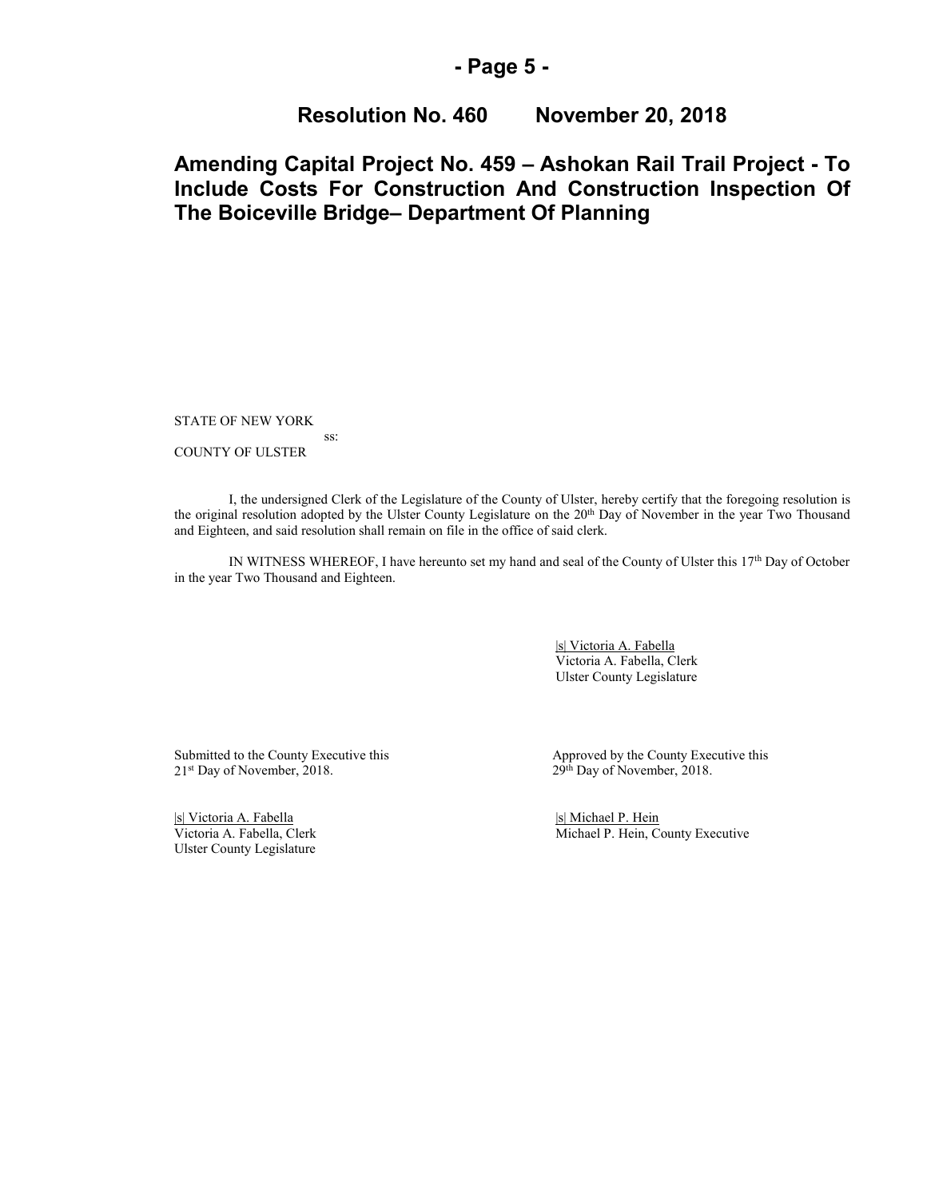## Resolution No. 460 November 20, 2018

## Amending Capital Project No. 459 – Ashokan Rail Trail Project - To Include Costs For Construction And Construction Inspection Of The Boiceville Bridge– Department Of Planning

STATE OF NEW YORK
ss:
COUNTY OF ULSTER

I, the undersigned Clerk of the Legislature of the County of Ulster, hereby certify that the foregoing resolution is the original resolution adopted by the Ulster County Legislature on the 20th Day of November in the year Two Thousand and Eighteen, and said resolution shall remain on file in the office of said clerk.

IN WITNESS WHEREOF, I have hereunto set my hand and seal of the County of Ulster this 17th Day of October in the year Two Thousand and Eighteen.

|s| Victoria A. Fabella
Victoria A. Fabella, Clerk
Ulster County Legislature

Submitted to the County Executive this 21st Day of November, 2018.

|s| Victoria A. Fabella
Victoria A. Fabella, Clerk
Ulster County Legislature

Approved by the County Executive this 29th Day of November, 2018.

|s| Michael P. Hein
Michael P. Hein, County Executive